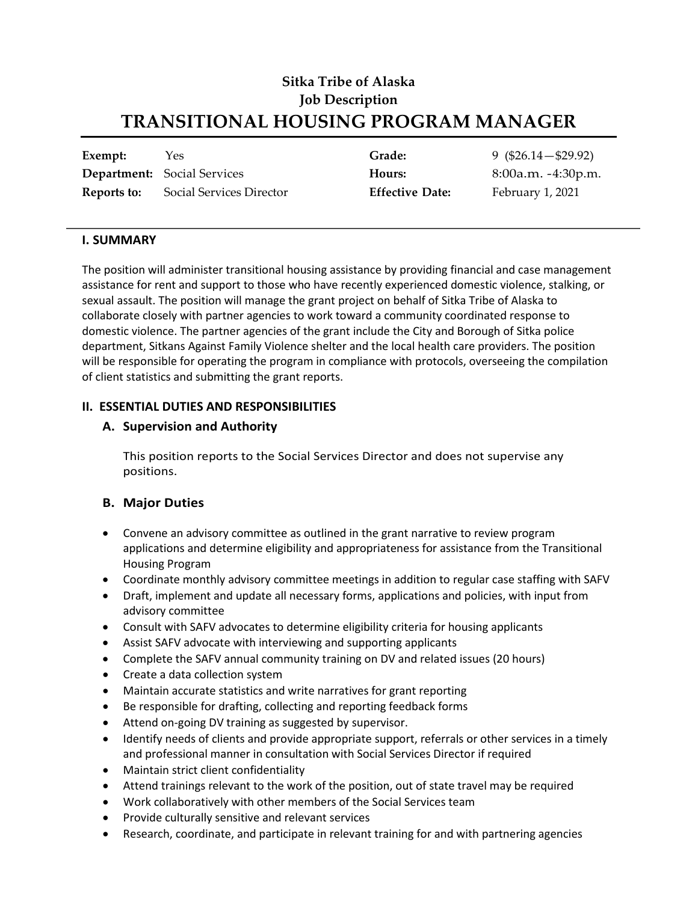**Sitka Tribe of Alaska**
**Job Description**

# TRANSITIONAL HOUSING PROGRAM MANAGER

| | | | |
|---|---|---|---|
| **Exempt:** | Yes | **Grade:** | 9 ($26.14—$29.92) |
| **Department:** | Social Services | **Hours:** | 8:00a.m. -4:30p.m. |
| **Reports to:** | Social Services Director | **Effective Date:** | February 1, 2021 |

## I. SUMMARY

The position will administer transitional housing assistance by providing financial and case management assistance for rent and support to those who have recently experienced domestic violence, stalking, or sexual assault. The position will manage the grant project on behalf of Sitka Tribe of Alaska to collaborate closely with partner agencies to work toward a community coordinated response to domestic violence. The partner agencies of the grant include the City and Borough of Sitka police department, Sitkans Against Family Violence shelter and the local health care providers. The position will be responsible for operating the program in compliance with protocols, overseeing the compilation of client statistics and submitting the grant reports.

## II. ESSENTIAL DUTIES AND RESPONSIBILITIES

### A. Supervision and Authority

This position reports to the Social Services Director and does not supervise any positions.

### B. Major Duties

- Convene an advisory committee as outlined in the grant narrative to review program applications and determine eligibility and appropriateness for assistance from the Transitional Housing Program
- Coordinate monthly advisory committee meetings in addition to regular case staffing with SAFV
- Draft, implement and update all necessary forms, applications and policies, with input from advisory committee
- Consult with SAFV advocates to determine eligibility criteria for housing applicants
- Assist SAFV advocate with interviewing and supporting applicants
- Complete the SAFV annual community training on DV and related issues (20 hours)
- Create a data collection system
- Maintain accurate statistics and write narratives for grant reporting
- Be responsible for drafting, collecting and reporting feedback forms
- Attend on-going DV training as suggested by supervisor.
- Identify needs of clients and provide appropriate support, referrals or other services in a timely and professional manner in consultation with Social Services Director if required
- Maintain strict client confidentiality
- Attend trainings relevant to the work of the position, out of state travel may be required
- Work collaboratively with other members of the Social Services team
- Provide culturally sensitive and relevant services
- Research, coordinate, and participate in relevant training for and with partnering agencies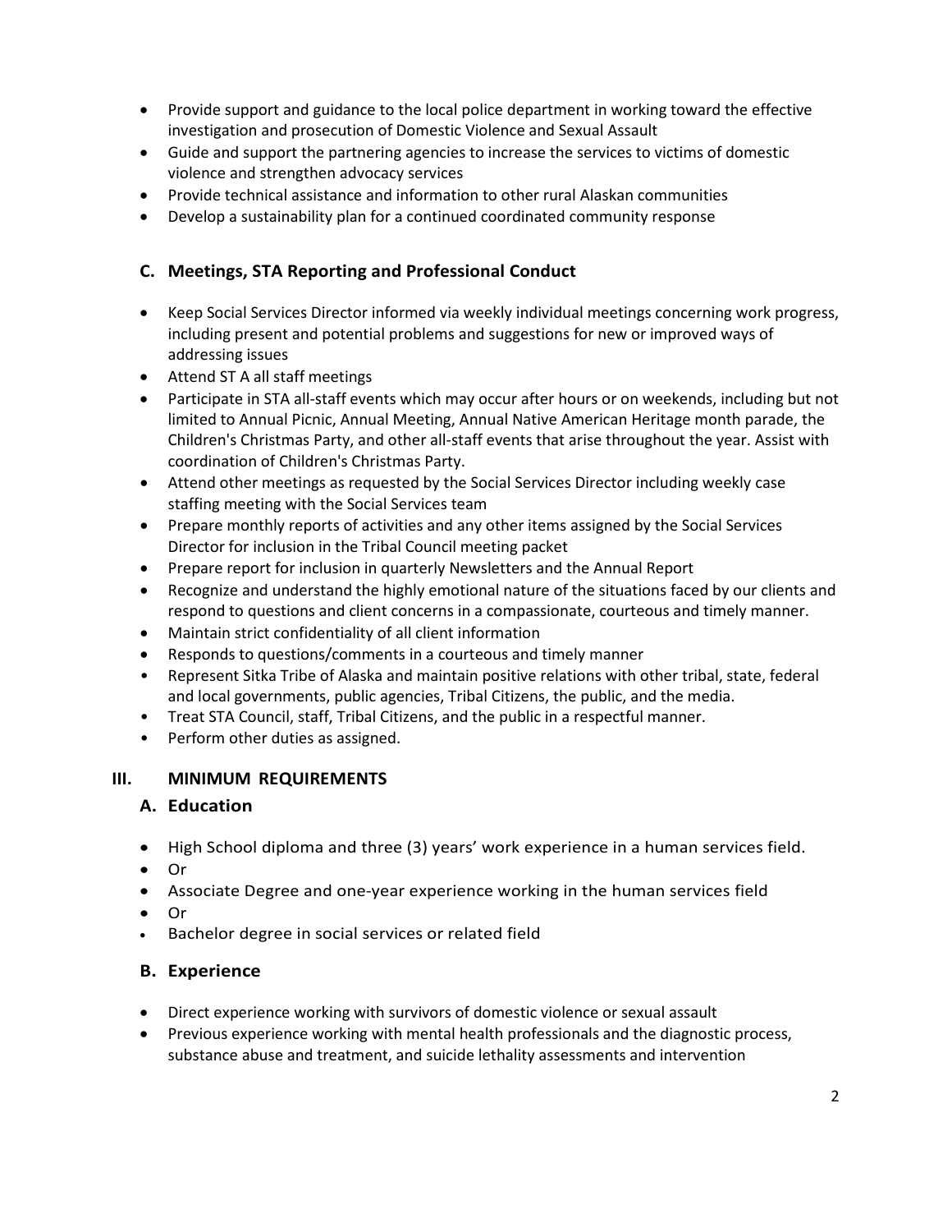- Provide support and guidance to the local police department in working toward the effective investigation and prosecution of Domestic Violence and Sexual Assault
- Guide and support the partnering agencies to increase the services to victims of domestic violence and strengthen advocacy services
- Provide technical assistance and information to other rural Alaskan communities
- Develop a sustainability plan for a continued coordinated community response

### C. Meetings, STA Reporting and Professional Conduct

- Keep Social Services Director informed via weekly individual meetings concerning work progress, including present and potential problems and suggestions for new or improved ways of addressing issues
- Attend ST A all staff meetings
- Participate in STA all-staff events which may occur after hours or on weekends, including but not limited to Annual Picnic, Annual Meeting, Annual Native American Heritage month parade, the Children's Christmas Party, and other all-staff events that arise throughout the year. Assist with coordination of Children's Christmas Party.
- Attend other meetings as requested by the Social Services Director including weekly case staffing meeting with the Social Services team
- Prepare monthly reports of activities and any other items assigned by the Social Services Director for inclusion in the Tribal Council meeting packet
- Prepare report for inclusion in quarterly Newsletters and the Annual Report
- Recognize and understand the highly emotional nature of the situations faced by our clients and respond to questions and client concerns in a compassionate, courteous and timely manner.
- Maintain strict confidentiality of all client information
- Responds to questions/comments in a courteous and timely manner
- Represent Sitka Tribe of Alaska and maintain positive relations with other tribal, state, federal and local governments, public agencies, Tribal Citizens, the public, and the media.
- Treat STA Council, staff, Tribal Citizens, and the public in a respectful manner.
- Perform other duties as assigned.

## III. MINIMUM REQUIREMENTS

### A. Education

- High School diploma and three (3) years' work experience in a human services field.
- Or
- Associate Degree and one-year experience working in the human services field
- Or
- Bachelor degree in social services or related field

### B. Experience

- Direct experience working with survivors of domestic violence or sexual assault
- Previous experience working with mental health professionals and the diagnostic process, substance abuse and treatment, and suicide lethality assessments and intervention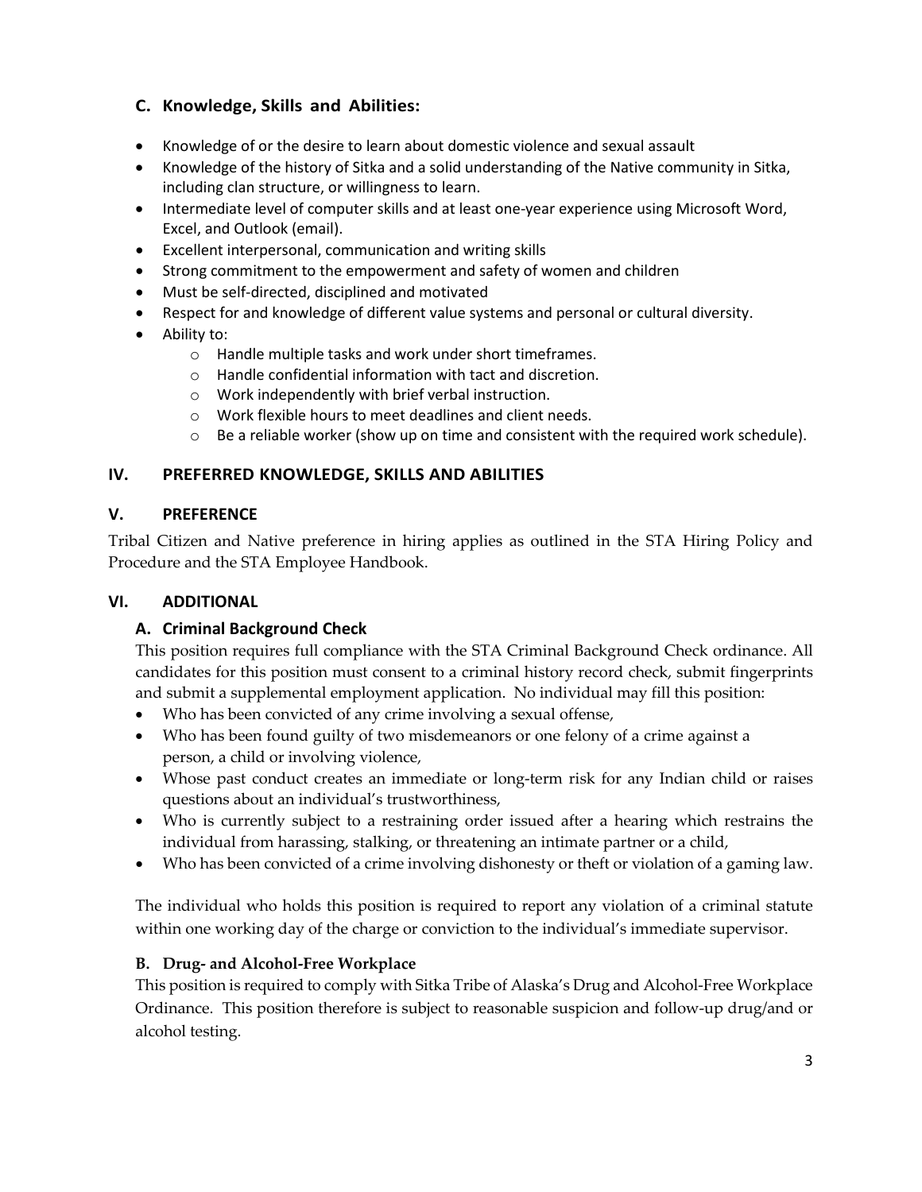### C. Knowledge, Skills and Abilities:

- Knowledge of or the desire to learn about domestic violence and sexual assault
- Knowledge of the history of Sitka and a solid understanding of the Native community in Sitka, including clan structure, or willingness to learn.
- Intermediate level of computer skills and at least one-year experience using Microsoft Word, Excel, and Outlook (email).
- Excellent interpersonal, communication and writing skills
- Strong commitment to the empowerment and safety of women and children
- Must be self-directed, disciplined and motivated
- Respect for and knowledge of different value systems and personal or cultural diversity.
- Ability to:
  - Handle multiple tasks and work under short timeframes.
  - Handle confidential information with tact and discretion.
  - Work independently with brief verbal instruction.
  - Work flexible hours to meet deadlines and client needs.
  - Be a reliable worker (show up on time and consistent with the required work schedule).

## IV. PREFERRED KNOWLEDGE, SKILLS AND ABILITIES

## V. PREFERENCE

Tribal Citizen and Native preference in hiring applies as outlined in the STA Hiring Policy and Procedure and the STA Employee Handbook.

## VI. ADDITIONAL

### A. Criminal Background Check

This position requires full compliance with the STA Criminal Background Check ordinance. All candidates for this position must consent to a criminal history record check, submit fingerprints and submit a supplemental employment application. No individual may fill this position:

- Who has been convicted of any crime involving a sexual offense,
- Who has been found guilty of two misdemeanors or one felony of a crime against a person, a child or involving violence,
- Whose past conduct creates an immediate or long-term risk for any Indian child or raises questions about an individual's trustworthiness,
- Who is currently subject to a restraining order issued after a hearing which restrains the individual from harassing, stalking, or threatening an intimate partner or a child,
- Who has been convicted of a crime involving dishonesty or theft or violation of a gaming law.

The individual who holds this position is required to report any violation of a criminal statute within one working day of the charge or conviction to the individual's immediate supervisor.

### B. Drug- and Alcohol-Free Workplace

This position is required to comply with Sitka Tribe of Alaska's Drug and Alcohol-Free Workplace Ordinance. This position therefore is subject to reasonable suspicion and follow-up drug/and or alcohol testing.